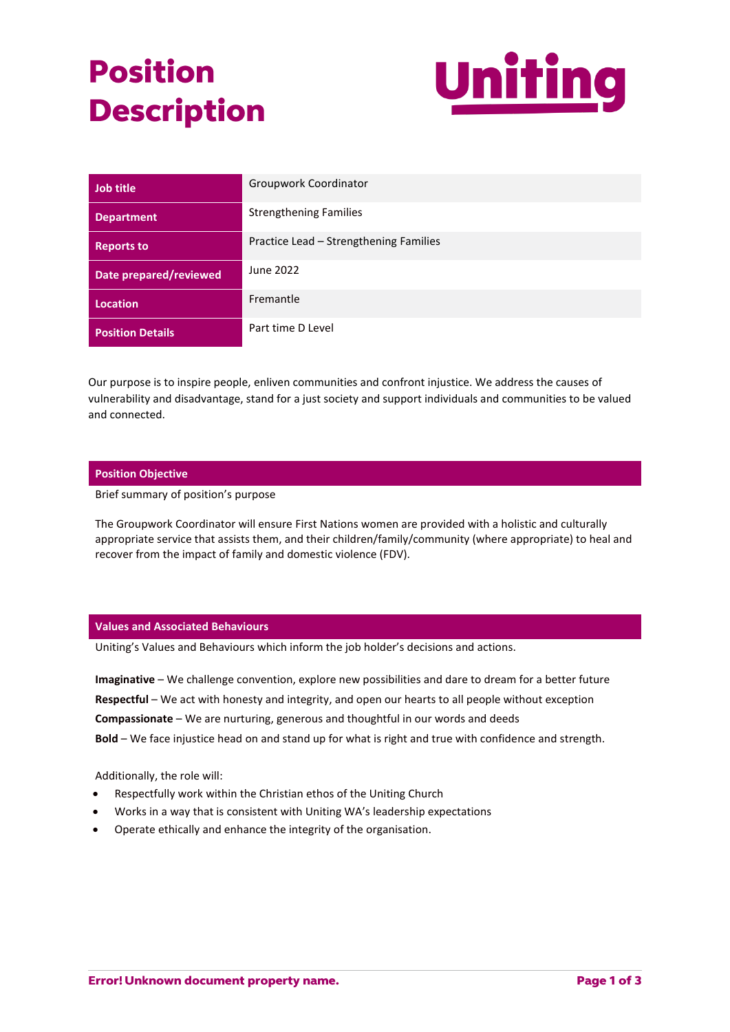# Position Description

Uniting

| | |
|---|---|
| **Job title** | Groupwork Coordinator |
| **Department** | Strengthening Families |
| **Reports to** | Practice Lead – Strengthening Families |
| **Date prepared/reviewed** | June 2022 |
| **Location** | Fremantle |
| **Position Details** | Part time D Level |

Our purpose is to inspire people, enliven communities and confront injustice. We address the causes of vulnerability and disadvantage, stand for a just society and support individuals and communities to be valued and connected.

## Position Objective

Brief summary of position's purpose

The Groupwork Coordinator will ensure First Nations women are provided with a holistic and culturally appropriate service that assists them, and their children/family/community (where appropriate) to heal and recover from the impact of family and domestic violence (FDV).

## Values and Associated Behaviours

Uniting's Values and Behaviours which inform the job holder's decisions and actions.

**Imaginative** – We challenge convention, explore new possibilities and dare to dream for a better future

**Respectful** – We act with honesty and integrity, and open our hearts to all people without exception

**Compassionate** – We are nurturing, generous and thoughtful in our words and deeds

**Bold** – We face injustice head on and stand up for what is right and true with confidence and strength.

Additionally, the role will:

- Respectfully work within the Christian ethos of the Uniting Church
- Works in a way that is consistent with Uniting WA's leadership expectations
- Operate ethically and enhance the integrity of the organisation.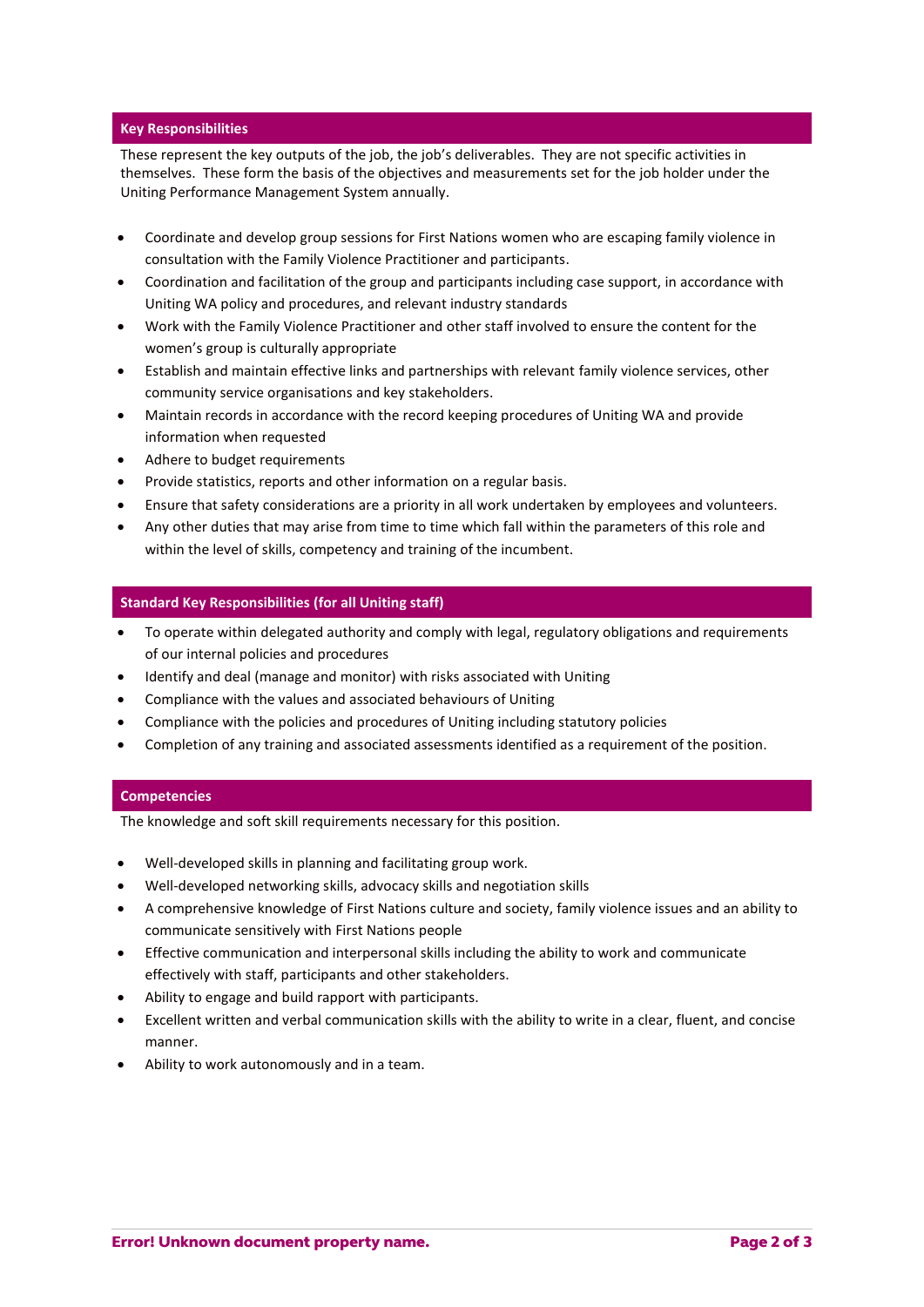## Key Responsibilities

These represent the key outputs of the job, the job's deliverables. They are not specific activities in themselves. These form the basis of the objectives and measurements set for the job holder under the Uniting Performance Management System annually.

- Coordinate and develop group sessions for First Nations women who are escaping family violence in consultation with the Family Violence Practitioner and participants.
- Coordination and facilitation of the group and participants including case support, in accordance with Uniting WA policy and procedures, and relevant industry standards
- Work with the Family Violence Practitioner and other staff involved to ensure the content for the women's group is culturally appropriate
- Establish and maintain effective links and partnerships with relevant family violence services, other community service organisations and key stakeholders.
- Maintain records in accordance with the record keeping procedures of Uniting WA and provide information when requested
- Adhere to budget requirements
- Provide statistics, reports and other information on a regular basis.
- Ensure that safety considerations are a priority in all work undertaken by employees and volunteers.
- Any other duties that may arise from time to time which fall within the parameters of this role and within the level of skills, competency and training of the incumbent.

## Standard Key Responsibilities (for all Uniting staff)

- To operate within delegated authority and comply with legal, regulatory obligations and requirements of our internal policies and procedures
- Identify and deal (manage and monitor) with risks associated with Uniting
- Compliance with the values and associated behaviours of Uniting
- Compliance with the policies and procedures of Uniting including statutory policies
- Completion of any training and associated assessments identified as a requirement of the position.

## Competencies

The knowledge and soft skill requirements necessary for this position.

- Well-developed skills in planning and facilitating group work.
- Well-developed networking skills, advocacy skills and negotiation skills
- A comprehensive knowledge of First Nations culture and society, family violence issues and an ability to communicate sensitively with First Nations people
- Effective communication and interpersonal skills including the ability to work and communicate effectively with staff, participants and other stakeholders.
- Ability to engage and build rapport with participants.
- Excellent written and verbal communication skills with the ability to write in a clear, fluent, and concise manner.
- Ability to work autonomously and in a team.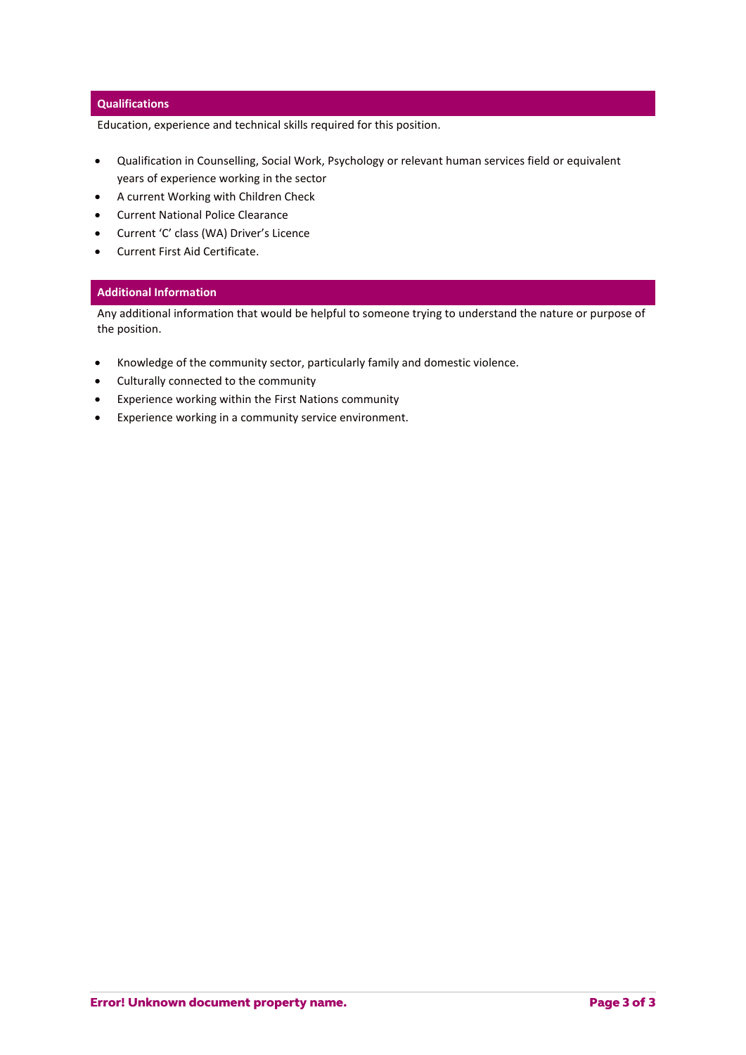## Qualifications

Education, experience and technical skills required for this position.

- Qualification in Counselling, Social Work, Psychology or relevant human services field or equivalent years of experience working in the sector
- A current Working with Children Check
- Current National Police Clearance
- Current 'C' class (WA) Driver's Licence
- Current First Aid Certificate.

## Additional Information

Any additional information that would be helpful to someone trying to understand the nature or purpose of the position.

- Knowledge of the community sector, particularly family and domestic violence.
- Culturally connected to the community
- Experience working within the First Nations community
- Experience working in a community service environment.